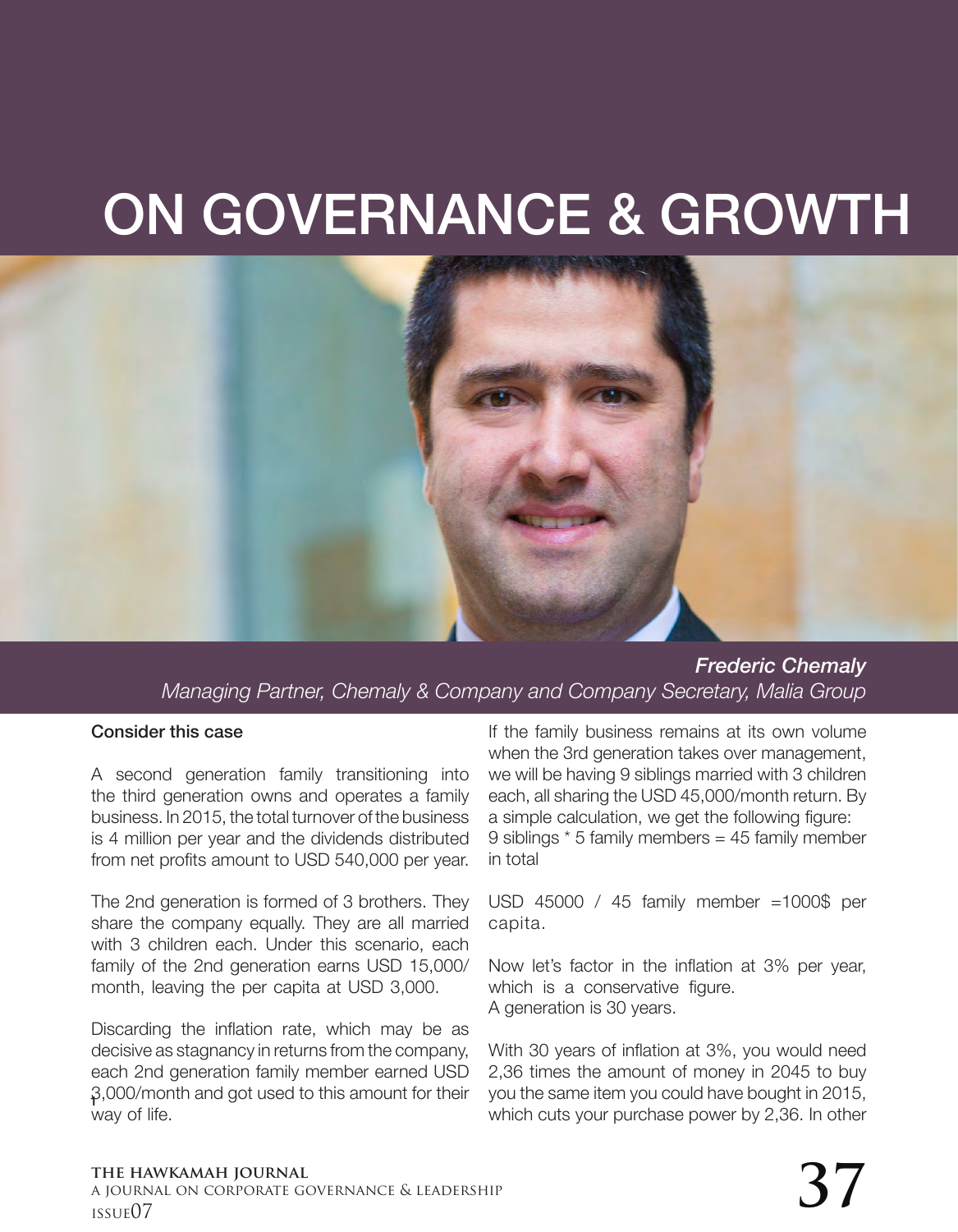# ON GOVERNANCE & GROWTH

***Frederic Chemaly***
*Managing Partner, Chemaly & Company and Company Secretary, Malia Group*

**Consider this case**

A second generation family transitioning into the third generation owns and operates a family business. In 2015, the total turnover of the business is 4 million per year and the dividends distributed from net profits amount to USD 540,000 per year.

The 2nd generation is formed of 3 brothers. They share the company equally. They are all married with 3 children each. Under this scenario, each family of the 2nd generation earns USD 15,000/month, leaving the per capita at USD 3,000.

Discarding the inflation rate, which may be as decisive as stagnancy in returns from the company, each 2nd generation family member earned USD 3,000/month and got used to this amount for their way of life.

If the family business remains at its own volume when the 3rd generation takes over management, we will be having 9 siblings married with 3 children each, all sharing the USD 45,000/month return. By a simple calculation, we get the following figure:
9 siblings * 5 family members = 45 family member in total

USD 45000 / 45 family member =1000$ per capita.

Now let's factor in the inflation at 3% per year, which is a conservative figure.
A generation is 30 years.

With 30 years of inflation at 3%, you would need 2,36 times the amount of money in 2045 to buy you the same item you could have bought in 2015, which cuts your purchase power by 2,36. In other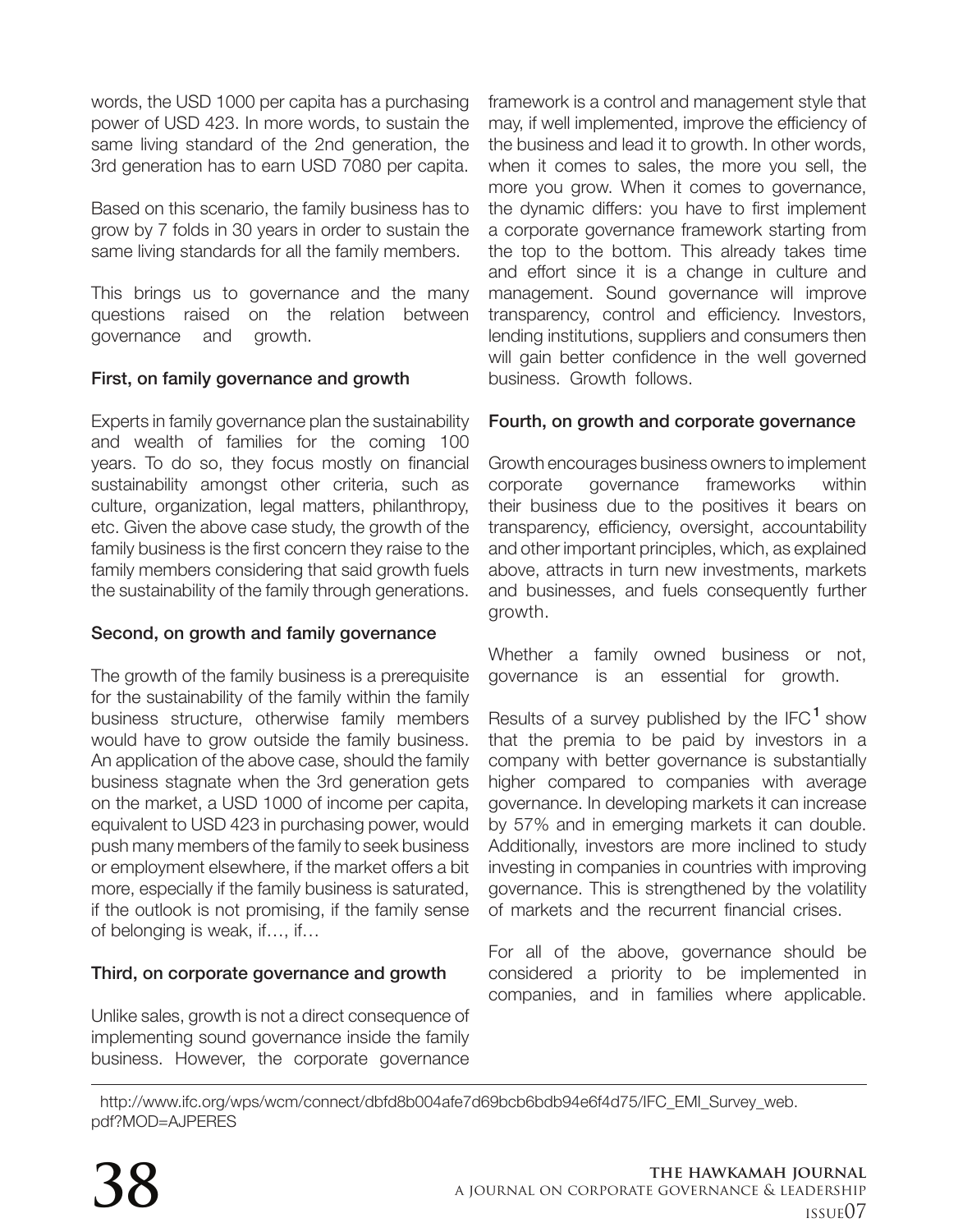words, the USD 1000 per capita has a purchasing power of USD 423. In more words, to sustain the same living standard of the 2nd generation, the 3rd generation has to earn USD 7080 per capita.

Based on this scenario, the family business has to grow by 7 folds in 30 years in order to sustain the same living standards for all the family members.

This brings us to governance and the many questions raised on the relation between governance and growth.

**First, on family governance and growth**

Experts in family governance plan the sustainability and wealth of families for the coming 100 years. To do so, they focus mostly on financial sustainability amongst other criteria, such as culture, organization, legal matters, philanthropy, etc. Given the above case study, the growth of the family business is the first concern they raise to the family members considering that said growth fuels the sustainability of the family through generations.

**Second, on growth and family governance**

The growth of the family business is a prerequisite for the sustainability of the family within the family business structure, otherwise family members would have to grow outside the family business. An application of the above case, should the family business stagnate when the 3rd generation gets on the market, a USD 1000 of income per capita, equivalent to USD 423 in purchasing power, would push many members of the family to seek business or employment elsewhere, if the market offers a bit more, especially if the family business is saturated, if the outlook is not promising, if the family sense of belonging is weak, if…, if…

**Third, on corporate governance and growth**

Unlike sales, growth is not a direct consequence of implementing sound governance inside the family business. However, the corporate governance framework is a control and management style that may, if well implemented, improve the efficiency of the business and lead it to growth. In other words, when it comes to sales, the more you sell, the more you grow. When it comes to governance, the dynamic differs: you have to first implement a corporate governance framework starting from the top to the bottom. This already takes time and effort since it is a change in culture and management. Sound governance will improve transparency, control and efficiency. Investors, lending institutions, suppliers and consumers then will gain better confidence in the well governed business. Growth follows.

**Fourth, on growth and corporate governance**

Growth encourages business owners to implement corporate governance frameworks within their business due to the positives it bears on transparency, efficiency, oversight, accountability and other important principles, which, as explained above, attracts in turn new investments, markets and businesses, and fuels consequently further growth.

Whether a family owned business or not, governance is an essential for growth.

Results of a survey published by the IFC[1] show that the premia to be paid by investors in a company with better governance is substantially higher compared to companies with average governance. In developing markets it can increase by 57% and in emerging markets it can double. Additionally, investors are more inclined to study investing in companies in countries with improving governance. This is strengthened by the volatility of markets and the recurrent financial crises.

For all of the above, governance should be considered a priority to be implemented in companies, and in families where applicable.

---

http://www.ifc.org/wps/wcm/connect/dbfd8b004afe7d69bcb6bdb94e6f4d75/IFC_EMI_Survey_web.pdf?MOD=AJPERES